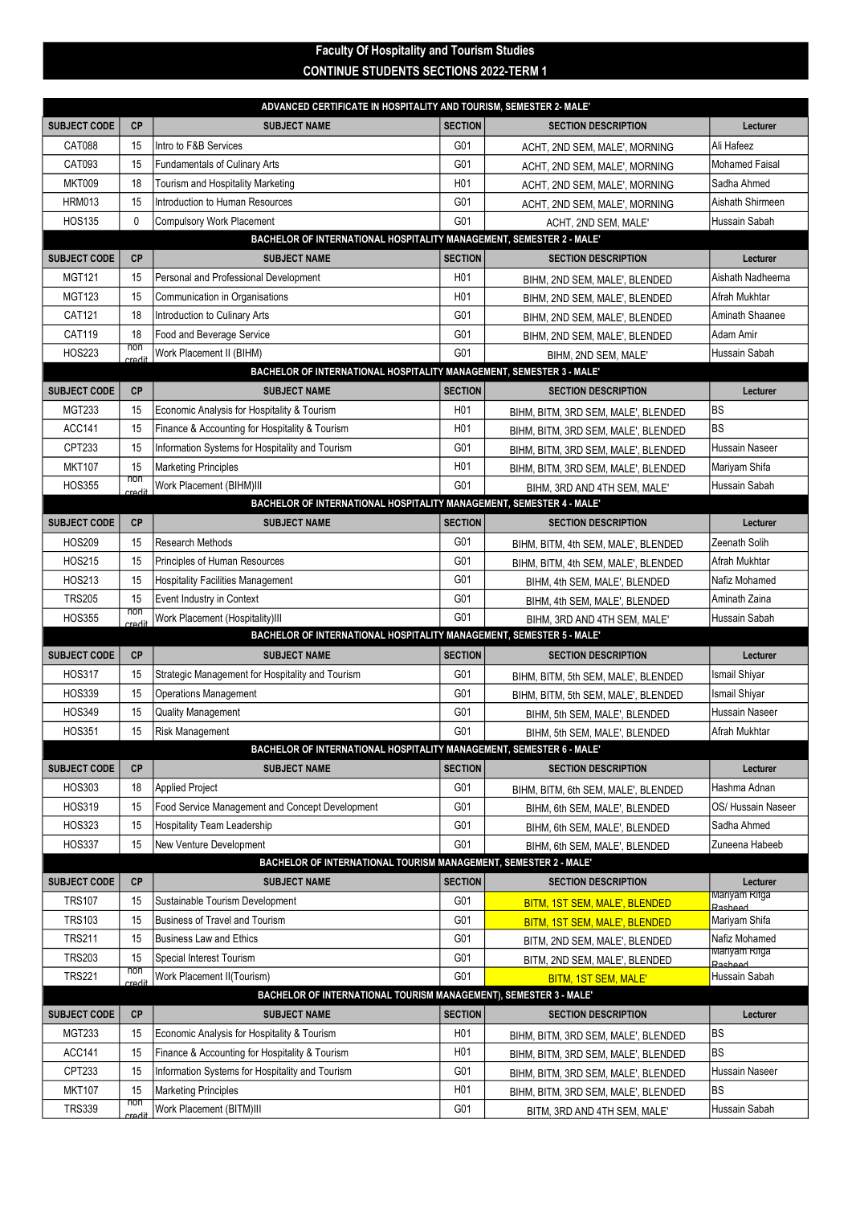# Faculty Of Hospitality and Tourism Studies

## CONTINUE STUDENTS SECTIONS 2022-TERM 1

| ADVANCED CERTIFICATE IN HOSPITALITY AND TOURISM, SEMESTER 2- MALE' | | | | | |
|---|---|---|---|---|---|
| SUBJECT CODE | CP | SUBJECT NAME | SECTION | SECTION DESCRIPTION | Lecturer |
| CAT088 | 15 | Intro to F&B Services | G01 | ACHT, 2ND SEM, MALE', MORNING | Ali Hafeez |
| CAT093 | 15 | Fundamentals of Culinary Arts | G01 | ACHT, 2ND SEM, MALE', MORNING | Mohamed Faisal |
| MKT009 | 18 | Tourism and Hospitality Marketing | H01 | ACHT, 2ND SEM, MALE', MORNING | Sadha Ahmed |
| HRM013 | 15 | Introduction to Human Resources | G01 | ACHT, 2ND SEM, MALE', MORNING | Aishath Shirmeen |
| HOS135 | 0 | Compulsory Work Placement | G01 | ACHT, 2ND SEM, MALE' | Hussain Sabah |
| **BACHELOR OF INTERNATIONAL HOSPITALITY MANAGEMENT, SEMESTER 2 - MALE'** | | | | | |
| SUBJECT CODE | CP | SUBJECT NAME | SECTION | SECTION DESCRIPTION | Lecturer |
| MGT121 | 15 | Personal and Professional Development | H01 | BIHM, 2ND SEM, MALE', BLENDED | Aishath Nadheema |
| MGT123 | 15 | Communication in Organisations | H01 | BIHM, 2ND SEM, MALE', BLENDED | Afrah Mukhtar |
| CAT121 | 18 | Introduction to Culinary Arts | G01 | BIHM, 2ND SEM, MALE', BLENDED | Aminath Shaanee |
| CAT119 | 18 | Food and Beverage Service | G01 | BIHM, 2ND SEM, MALE', BLENDED | Adam Amir |
| HOS223 | non credit | Work Placement II (BIHM) | G01 | BIHM, 2ND SEM, MALE' | Hussain Sabah |
| **BACHELOR OF INTERNATIONAL HOSPITALITY MANAGEMENT, SEMESTER 3 - MALE'** | | | | | |
| SUBJECT CODE | CP | SUBJECT NAME | SECTION | SECTION DESCRIPTION | Lecturer |
| MGT233 | 15 | Economic Analysis for Hospitality & Tourism | H01 | BIHM, BITM, 3RD SEM, MALE', BLENDED | BS |
| ACC141 | 15 | Finance & Accounting for Hospitality & Tourism | H01 | BIHM, BITM, 3RD SEM, MALE', BLENDED | BS |
| CPT233 | 15 | Information Systems for Hospitality and Tourism | G01 | BIHM, BITM, 3RD SEM, MALE', BLENDED | Hussain Naseer |
| MKT107 | 15 | Marketing Principles | H01 | BIHM, BITM, 3RD SEM, MALE', BLENDED | Mariyam Shifa |
| HOS355 | non credit | Work Placement (BIHM)III | G01 | BIHM, 3RD AND 4TH SEM, MALE' | Hussain Sabah |
| **BACHELOR OF INTERNATIONAL HOSPITALITY MANAGEMENT, SEMESTER 4 - MALE'** | | | | | |
| SUBJECT CODE | CP | SUBJECT NAME | SECTION | SECTION DESCRIPTION | Lecturer |
| HOS209 | 15 | Research Methods | G01 | BIHM, BITM, 4th SEM, MALE', BLENDED | Zeenath Solih |
| HOS215 | 15 | Principles of Human Resources | G01 | BIHM, BITM, 4th SEM, MALE', BLENDED | Afrah Mukhtar |
| HOS213 | 15 | Hospitality Facilities Management | G01 | BIHM, 4th SEM, MALE', BLENDED | Nafiz Mohamed |
| TRS205 | 15 | Event Industry in Context | G01 | BIHM, 4th SEM, MALE', BLENDED | Aminath Zaina |
| HOS355 | non credit | Work Placement (Hospitality)III | G01 | BIHM, 3RD AND 4TH SEM, MALE' | Hussain Sabah |
| **BACHELOR OF INTERNATIONAL HOSPITALITY MANAGEMENT, SEMESTER 5 - MALE'** | | | | | |
| SUBJECT CODE | CP | SUBJECT NAME | SECTION | SECTION DESCRIPTION | Lecturer |
| HOS317 | 15 | Strategic Management for Hospitality and Tourism | G01 | BIHM, BITM, 5th SEM, MALE', BLENDED | Ismail Shiyar |
| HOS339 | 15 | Operations Management | G01 | BIHM, BITM, 5th SEM, MALE', BLENDED | Ismail Shiyar |
| HOS349 | 15 | Quality Management | G01 | BIHM, 5th SEM, MALE', BLENDED | Hussain Naseer |
| HOS351 | 15 | Risk Management | G01 | BIHM, 5th SEM, MALE', BLENDED | Afrah Mukhtar |
| **BACHELOR OF INTERNATIONAL HOSPITALITY MANAGEMENT, SEMESTER 6 - MALE'** | | | | | |
| SUBJECT CODE | CP | SUBJECT NAME | SECTION | SECTION DESCRIPTION | Lecturer |
| HOS303 | 18 | Applied Project | G01 | BIHM, BITM, 6th SEM, MALE', BLENDED | Hashma Adnan |
| HOS319 | 15 | Food Service Management and Concept Development | G01 | BIHM, 6th SEM, MALE', BLENDED | OS/ Hussain Naseer |
| HOS323 | 15 | Hospitality Team Leadership | G01 | BIHM, 6th SEM, MALE', BLENDED | Sadha Ahmed |
| HOS337 | 15 | New Venture Development | G01 | BIHM, 6th SEM, MALE', BLENDED | Zuneena Habeeb |
| **BACHELOR OF INTERNATIONAL TOURISM MANAGEMENT, SEMESTER 2 - MALE'** | | | | | |
| SUBJECT CODE | CP | SUBJECT NAME | SECTION | SECTION DESCRIPTION | Lecturer |
| TRS107 | 15 | Sustainable Tourism Development | G01 | BITM, 1ST SEM, MALE', BLENDED | Mariyam Rifga Rasheed |
| TRS103 | 15 | Business of Travel and Tourism | G01 | BITM, 1ST SEM, MALE', BLENDED | Mariyam Shifa |
| TRS211 | 15 | Business Law and Ethics | G01 | BITM, 2ND SEM, MALE', BLENDED | Nafiz Mohamed |
| TRS203 | 15 | Special Interest Tourism | G01 | BITM, 2ND SEM, MALE', BLENDED | Mariyam Rifga Rasheed |
| TRS221 | non credit | Work Placement II(Tourism) | G01 | BITM, 1ST SEM, MALE' | Hussain Sabah |
| **BACHELOR OF INTERNATIONAL TOURISM MANAGEMENT), SEMESTER 3 - MALE'** | | | | | |
| SUBJECT CODE | CP | SUBJECT NAME | SECTION | SECTION DESCRIPTION | Lecturer |
| MGT233 | 15 | Economic Analysis for Hospitality & Tourism | H01 | BIHM, BITM, 3RD SEM, MALE', BLENDED | BS |
| ACC141 | 15 | Finance & Accounting for Hospitality & Tourism | H01 | BIHM, BITM, 3RD SEM, MALE', BLENDED | BS |
| CPT233 | 15 | Information Systems for Hospitality and Tourism | G01 | BIHM, BITM, 3RD SEM, MALE', BLENDED | Hussain Naseer |
| MKT107 | 15 | Marketing Principles | H01 | BIHM, BITM, 3RD SEM, MALE', BLENDED | BS |
| TRS339 | non credit | Work Placement (BITM)III | G01 | BITM, 3RD AND 4TH SEM, MALE' | Hussain Sabah |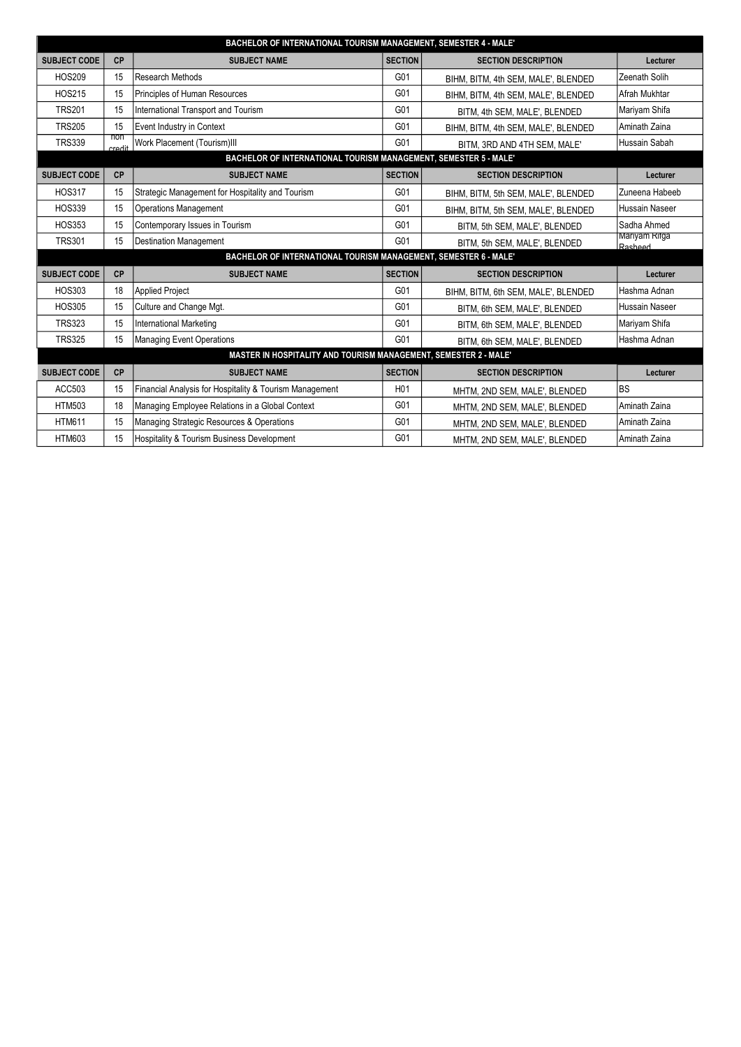| BACHELOR OF INTERNATIONAL TOURISM MANAGEMENT, SEMESTER 4 - MALE' | | | | | |
|---|---|---|---|---|---|
| **SUBJECT CODE** | **CP** | **SUBJECT NAME** | **SECTION** | **SECTION DESCRIPTION** | **Lecturer** |
| HOS209 | 15 | Research Methods | G01 | BIHM, BITM, 4th SEM, MALE', BLENDED | Zeenath Solih |
| HOS215 | 15 | Principles of Human Resources | G01 | BIHM, BITM, 4th SEM, MALE', BLENDED | Afrah Mukhtar |
| TRS201 | 15 | International Transport and Tourism | G01 | BITM, 4th SEM, MALE', BLENDED | Mariyam Shifa |
| TRS205 | 15 | Event Industry in Context | G01 | BIHM, BITM, 4th SEM, MALE', BLENDED | Aminath Zaina |
| TRS339 | non credit | Work Placement (Tourism)III | G01 | BITM, 3RD AND 4TH SEM, MALE' | Hussain Sabah |

| BACHELOR OF INTERNATIONAL TOURISM MANAGEMENT, SEMESTER 5 - MALE' | | | | | |
|---|---|---|---|---|---|
| **SUBJECT CODE** | **CP** | **SUBJECT NAME** | **SECTION** | **SECTION DESCRIPTION** | **Lecturer** |
| HOS317 | 15 | Strategic Management for Hospitality and Tourism | G01 | BIHM, BITM, 5th SEM, MALE', BLENDED | Zuneena Habeeb |
| HOS339 | 15 | Operations Management | G01 | BIHM, BITM, 5th SEM, MALE', BLENDED | Hussain Naseer |
| HOS353 | 15 | Contemporary Issues in Tourism | G01 | BITM, 5th SEM, MALE', BLENDED | Sadha Ahmed |
| TRS301 | 15 | Destination Management | G01 | BITM, 5th SEM, MALE', BLENDED | Mariyam Rifga Rasheed |

| BACHELOR OF INTERNATIONAL TOURISM MANAGEMENT, SEMESTER 6 - MALE' | | | | | |
|---|---|---|---|---|---|
| **SUBJECT CODE** | **CP** | **SUBJECT NAME** | **SECTION** | **SECTION DESCRIPTION** | **Lecturer** |
| HOS303 | 18 | Applied Project | G01 | BIHM, BITM, 6th SEM, MALE', BLENDED | Hashma Adnan |
| HOS305 | 15 | Culture and Change Mgt. | G01 | BITM, 6th SEM, MALE', BLENDED | Hussain Naseer |
| TRS323 | 15 | International Marketing | G01 | BITM, 6th SEM, MALE', BLENDED | Mariyam Shifa |
| TRS325 | 15 | Managing Event Operations | G01 | BITM, 6th SEM, MALE', BLENDED | Hashma Adnan |

| MASTER IN HOSPITALITY AND TOURISM MANAGEMENT, SEMESTER 2 - MALE' | | | | | |
|---|---|---|---|---|---|
| **SUBJECT CODE** | **CP** | **SUBJECT NAME** | **SECTION** | **SECTION DESCRIPTION** | **Lecturer** |
| ACC503 | 15 | Financial Analysis for Hospitality & Tourism Management | H01 | MHTM, 2ND SEM, MALE', BLENDED | BS |
| HTM503 | 18 | Managing Employee Relations in a Global Context | G01 | MHTM, 2ND SEM, MALE', BLENDED | Aminath Zaina |
| HTM611 | 15 | Managing Strategic Resources & Operations | G01 | MHTM, 2ND SEM, MALE', BLENDED | Aminath Zaina |
| HTM603 | 15 | Hospitality & Tourism Business Development | G01 | MHTM, 2ND SEM, MALE', BLENDED | Aminath Zaina |